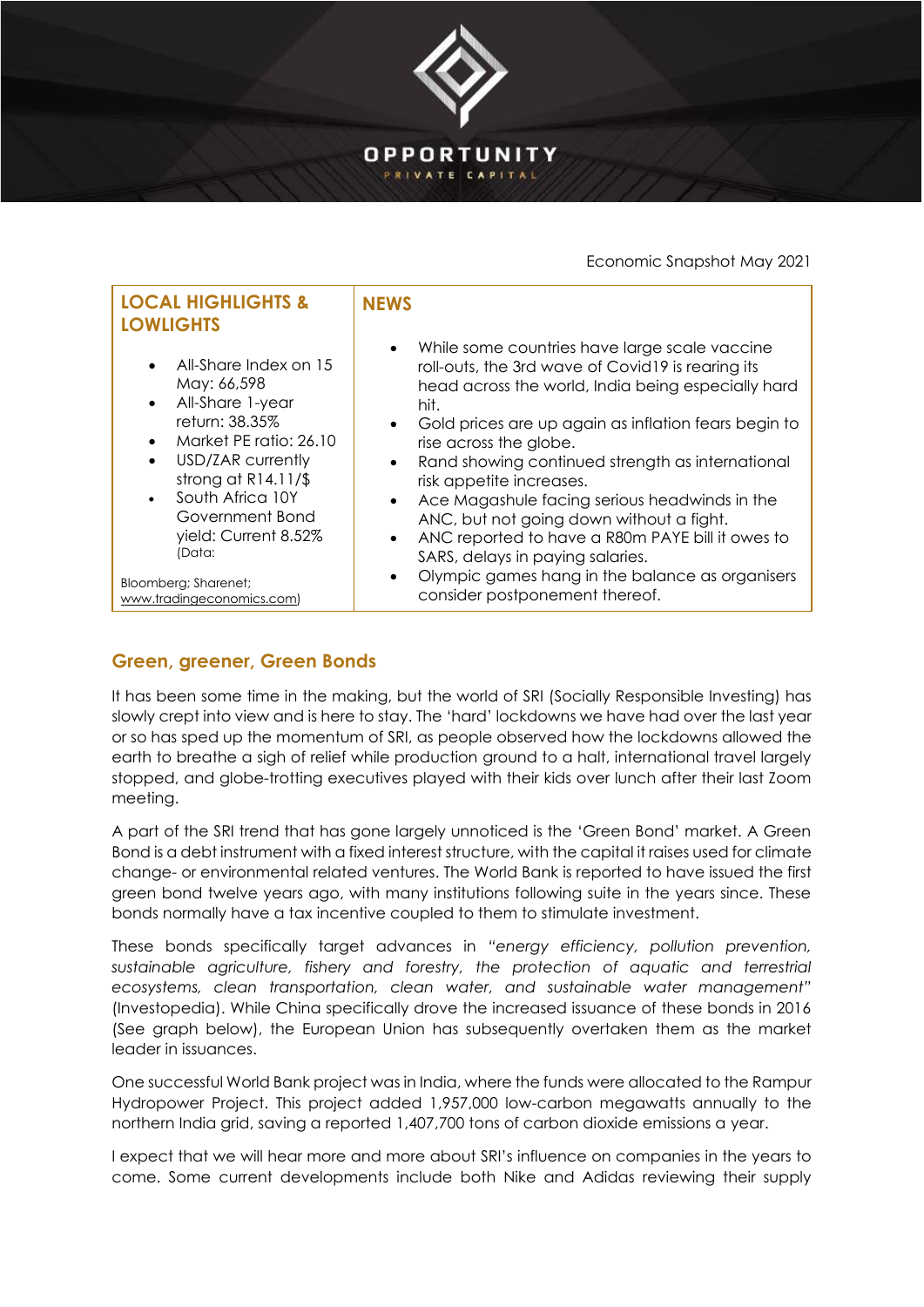Economic Snapshot May 2021

| LOCAL HIGHLIGHTS & LOWLIGHTS | NEWS |
|---|---|
| • All-Share Index on 15 May: 66,598<br>• All-Share 1-year return: 38.35%<br>• Market PE ratio: 26.10<br>• USD/ZAR currently strong at R14.11/$<br>• South Africa 10Y Government Bond yield: Current 8.52% (Data: Bloomberg; Sharenet; www.tradingeconomics.com) | • While some countries have large scale vaccine roll-outs, the 3rd wave of Covid19 is rearing its head across the world, India being especially hard hit.<br>• Gold prices are up again as inflation fears begin to rise across the globe.<br>• Rand showing continued strength as international risk appetite increases.<br>• Ace Magashule facing serious headwinds in the ANC, but not going down without a fight.<br>• ANC reported to have a R80m PAYE bill it owes to SARS, delays in paying salaries.<br>• Olympic games hang in the balance as organisers consider postponement thereof. |

## Green, greener, Green Bonds

It has been some time in the making, but the world of SRI (Socially Responsible Investing) has slowly crept into view and is here to stay. The 'hard' lockdowns we have had over the last year or so has sped up the momentum of SRI, as people observed how the lockdowns allowed the earth to breathe a sigh of relief while production ground to a halt, international travel largely stopped, and globe-trotting executives played with their kids over lunch after their last Zoom meeting.

A part of the SRI trend that has gone largely unnoticed is the 'Green Bond' market. A Green Bond is a debt instrument with a fixed interest structure, with the capital it raises used for climate change- or environmental related ventures. The World Bank is reported to have issued the first green bond twelve years ago, with many institutions following suite in the years since. These bonds normally have a tax incentive coupled to them to stimulate investment.

These bonds specifically target advances in *"energy efficiency, pollution prevention, sustainable agriculture, fishery and forestry, the protection of aquatic and terrestrial ecosystems, clean transportation, clean water, and sustainable water management"* (Investopedia). While China specifically drove the increased issuance of these bonds in 2016 (See graph below), the European Union has subsequently overtaken them as the market leader in issuances.

One successful World Bank project was in India, where the funds were allocated to the Rampur Hydropower Project. This project added 1,957,000 low-carbon megawatts annually to the northern India grid, saving a reported 1,407,700 tons of carbon dioxide emissions a year.

I expect that we will hear more and more about SRI's influence on companies in the years to come. Some current developments include both Nike and Adidas reviewing their supply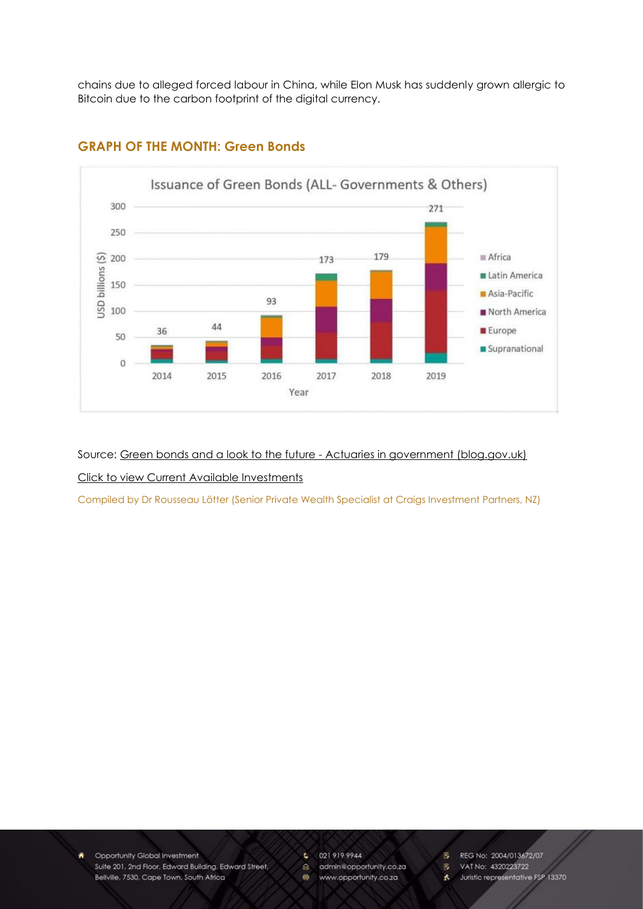chains due to alleged forced labour in China, while Elon Musk has suddenly grown allergic to Bitcoin due to the carbon footprint of the digital currency.

## GRAPH OF THE MONTH: Green Bonds

Issuance of Green Bonds (ALL- Governments & Others)

USD billions ($)

300
250
200
150
100
50
0

36
44
93
173
179
271

2014
2015
2016
2017
2018
2019

Year

Africa
Latin America
Asia-Pacific
North America
Europe
Supranational

Source: Green bonds and a look to the future - Actuaries in government (blog.gov.uk)

Click to view Current Available Investments

Compiled by Dr Rousseau Lötter (Senior Private Wealth Specialist at Craigs Investment Partners, NZ)

Opportunity Global Investment
Suite 201, 2nd Floor, Edward Building, Edward Street, Bellville, 7530, Cape Town, South Africa

021 919 9944
admin@opportunity.co.za
www.opportunity.co.za

REG No: 2004/013672/07
VAT No: 4320223722
Juristic representative FSP 13370